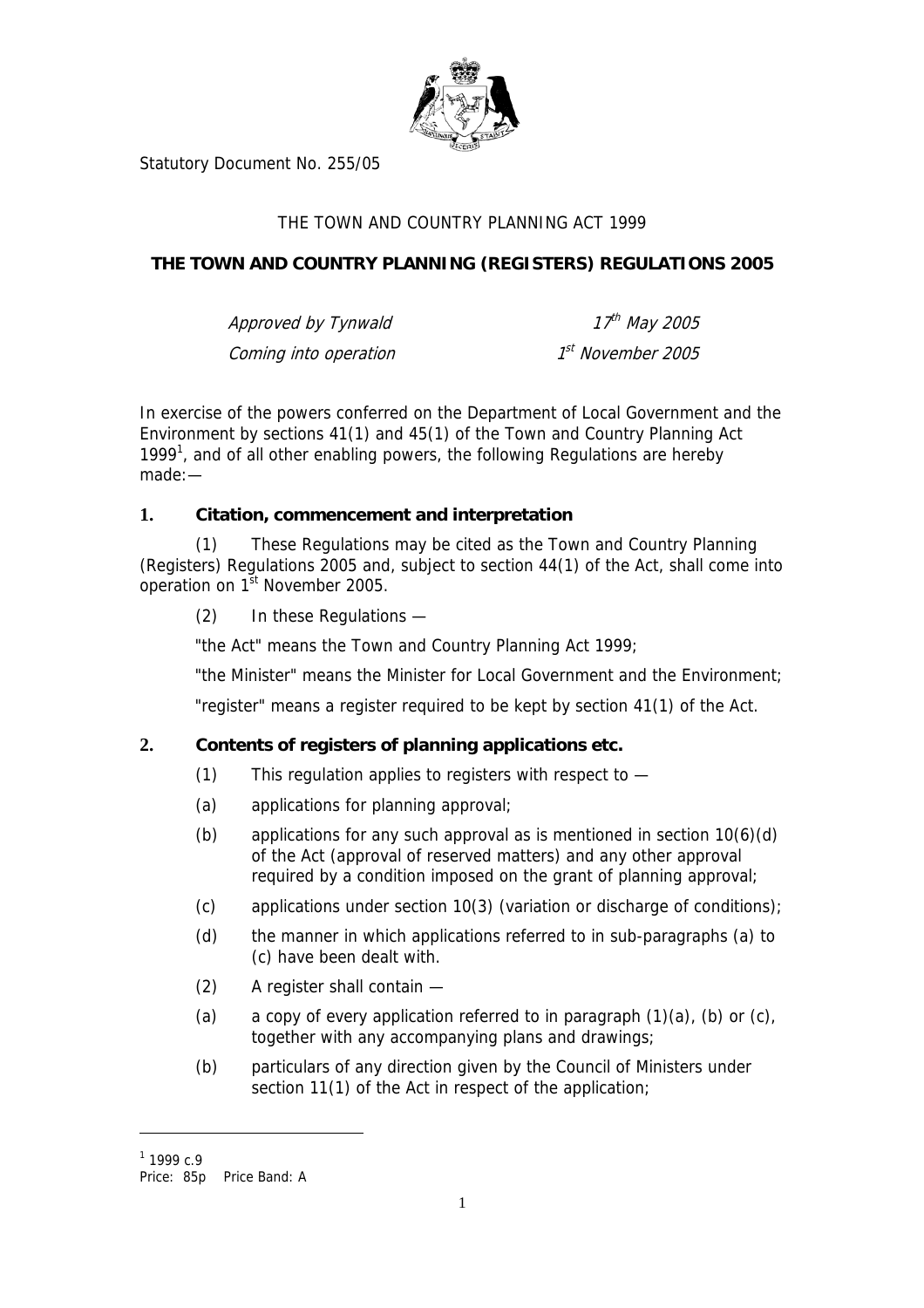Statutory Document No. 255/05

THE TOWN AND COUNTRY PLANNING ACT 1999

**THE TOWN AND COUNTRY PLANNING (REGISTERS) REGULATIONS 2005**

*Approved by Tynwald* 17th May 2005

*Coming into operation* 1st November 2005

In exercise of the powers conferred on the Department of Local Government and the Environment by sections 41(1) and 45(1) of the Town and Country Planning Act 1999[1], and of all other enabling powers, the following Regulations are hereby made:—

## 1. Citation, commencement and interpretation

(1) These Regulations may be cited as the Town and Country Planning (Registers) Regulations 2005 and, subject to section 44(1) of the Act, shall come into operation on 1st November 2005.

(2) In these Regulations —

"the Act" means the Town and Country Planning Act 1999;

"the Minister" means the Minister for Local Government and the Environment;

"register" means a register required to be kept by section 41(1) of the Act.

## 2. Contents of registers of planning applications etc.

(1) This regulation applies to registers with respect to —

(a) applications for planning approval;

(b) applications for any such approval as is mentioned in section 10(6)(d) of the Act (approval of reserved matters) and any other approval required by a condition imposed on the grant of planning approval;

(c) applications under section 10(3) (variation or discharge of conditions);

(d) the manner in which applications referred to in sub-paragraphs (a) to (c) have been dealt with.

(2) A register shall contain —

(a) a copy of every application referred to in paragraph (1)(a), (b) or (c), together with any accompanying plans and drawings;

(b) particulars of any direction given by the Council of Ministers under section 11(1) of the Act in respect of the application;

---

[1] 1999 c.9

Price: 85p Price Band: A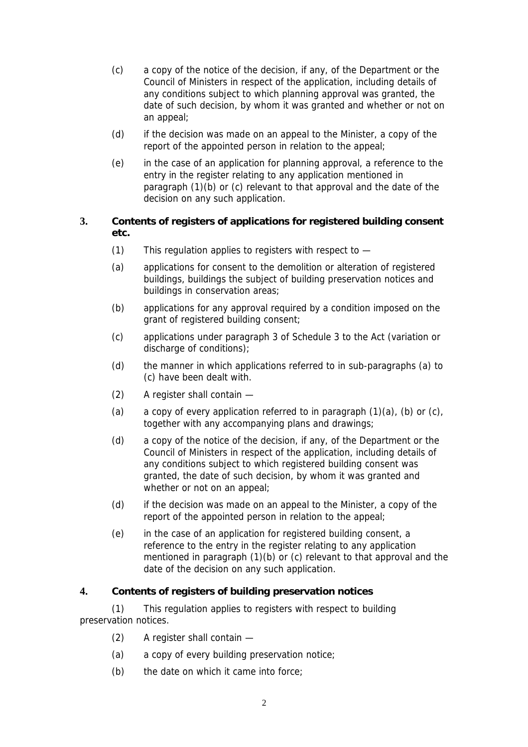(c) a copy of the notice of the decision, if any, of the Department or the Council of Ministers in respect of the application, including details of any conditions subject to which planning approval was granted, the date of such decision, by whom it was granted and whether or not on an appeal;

(d) if the decision was made on an appeal to the Minister, a copy of the report of the appointed person in relation to the appeal;

(e) in the case of an application for planning approval, a reference to the entry in the register relating to any application mentioned in paragraph (1)(b) or (c) relevant to that approval and the date of the decision on any such application.

**3. Contents of registers of applications for registered building consent etc.**

(1) This regulation applies to registers with respect to —

(a) applications for consent to the demolition or alteration of registered buildings, buildings the subject of building preservation notices and buildings in conservation areas;

(b) applications for any approval required by a condition imposed on the grant of registered building consent;

(c) applications under paragraph 3 of Schedule 3 to the Act (variation or discharge of conditions);

(d) the manner in which applications referred to in sub-paragraphs (a) to (c) have been dealt with.

(2) A register shall contain —

(a) a copy of every application referred to in paragraph (1)(a), (b) or (c), together with any accompanying plans and drawings;

(d) a copy of the notice of the decision, if any, of the Department or the Council of Ministers in respect of the application, including details of any conditions subject to which registered building consent was granted, the date of such decision, by whom it was granted and whether or not on an appeal;

(d) if the decision was made on an appeal to the Minister, a copy of the report of the appointed person in relation to the appeal;

(e) in the case of an application for registered building consent, a reference to the entry in the register relating to any application mentioned in paragraph (1)(b) or (c) relevant to that approval and the date of the decision on any such application.

**4. Contents of registers of building preservation notices**

(1) This regulation applies to registers with respect to building preservation notices.

(2) A register shall contain —

(a) a copy of every building preservation notice;

(b) the date on which it came into force;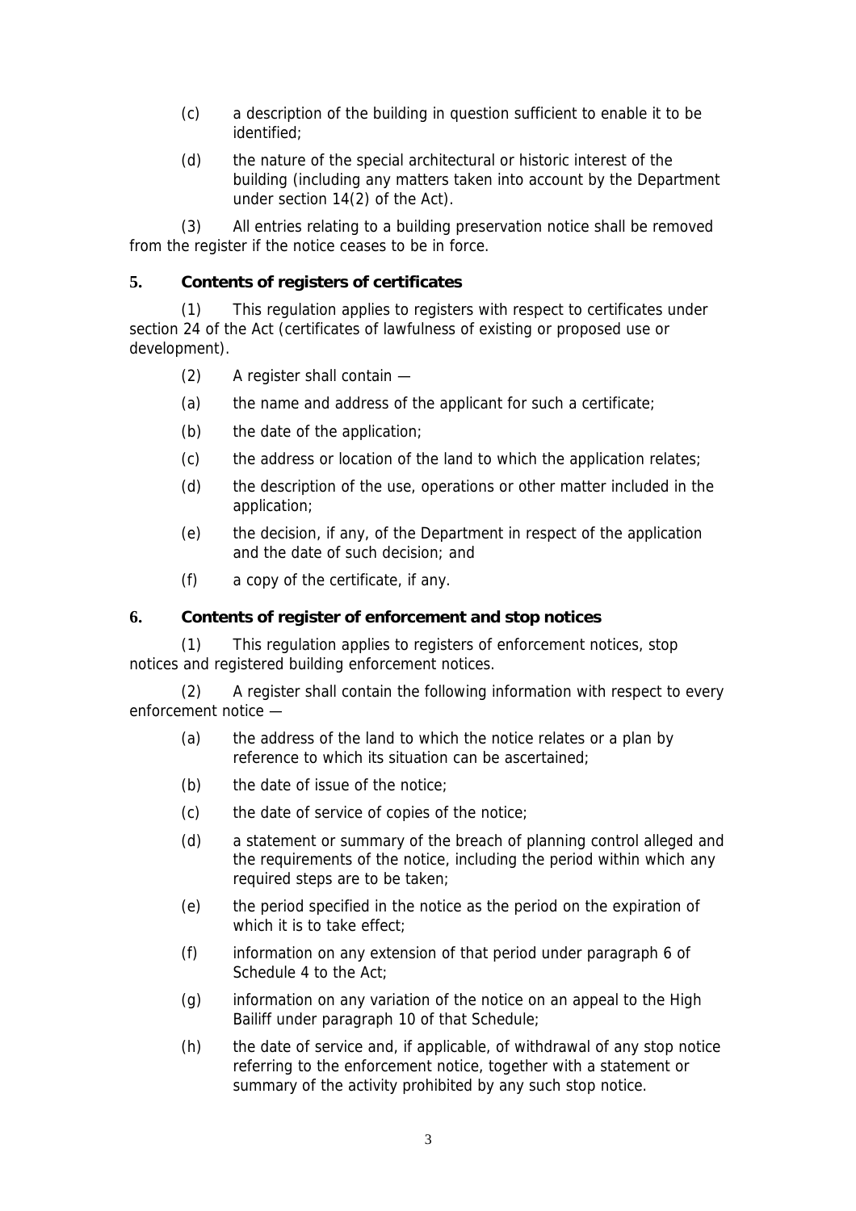(c) a description of the building in question sufficient to enable it to be identified;

(d) the nature of the special architectural or historic interest of the building (including any matters taken into account by the Department under section 14(2) of the Act).

(3) All entries relating to a building preservation notice shall be removed from the register if the notice ceases to be in force.

## 5. Contents of registers of certificates

(1) This regulation applies to registers with respect to certificates under section 24 of the Act (certificates of lawfulness of existing or proposed use or development).

(2) A register shall contain —

(a) the name and address of the applicant for such a certificate;

(b) the date of the application;

(c) the address or location of the land to which the application relates;

(d) the description of the use, operations or other matter included in the application;

(e) the decision, if any, of the Department in respect of the application and the date of such decision; and

(f) a copy of the certificate, if any.

## 6. Contents of register of enforcement and stop notices

(1) This regulation applies to registers of enforcement notices, stop notices and registered building enforcement notices.

(2) A register shall contain the following information with respect to every enforcement notice —

(a) the address of the land to which the notice relates or a plan by reference to which its situation can be ascertained;

(b) the date of issue of the notice;

(c) the date of service of copies of the notice;

(d) a statement or summary of the breach of planning control alleged and the requirements of the notice, including the period within which any required steps are to be taken;

(e) the period specified in the notice as the period on the expiration of which it is to take effect;

(f) information on any extension of that period under paragraph 6 of Schedule 4 to the Act;

(g) information on any variation of the notice on an appeal to the High Bailiff under paragraph 10 of that Schedule;

(h) the date of service and, if applicable, of withdrawal of any stop notice referring to the enforcement notice, together with a statement or summary of the activity prohibited by any such stop notice.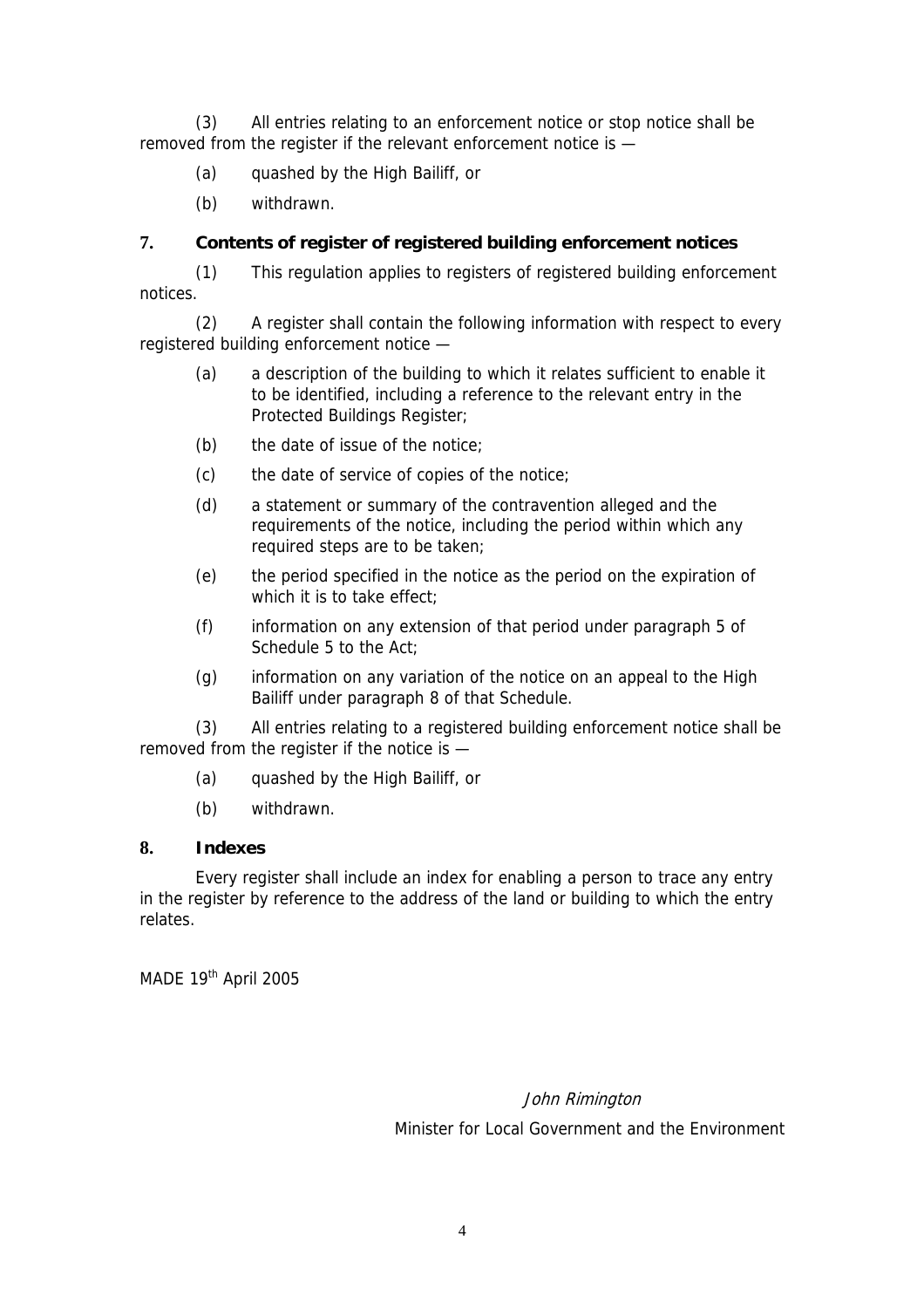(3) All entries relating to an enforcement notice or stop notice shall be removed from the register if the relevant enforcement notice is —

(a) quashed by the High Bailiff, or

(b) withdrawn.

**7. Contents of register of registered building enforcement notices**

(1) This regulation applies to registers of registered building enforcement notices.

(2) A register shall contain the following information with respect to every registered building enforcement notice —

(a) a description of the building to which it relates sufficient to enable it to be identified, including a reference to the relevant entry in the Protected Buildings Register;

(b) the date of issue of the notice;

(c) the date of service of copies of the notice;

(d) a statement or summary of the contravention alleged and the requirements of the notice, including the period within which any required steps are to be taken;

(e) the period specified in the notice as the period on the expiration of which it is to take effect;

(f) information on any extension of that period under paragraph 5 of Schedule 5 to the Act;

(g) information on any variation of the notice on an appeal to the High Bailiff under paragraph 8 of that Schedule.

(3) All entries relating to a registered building enforcement notice shall be removed from the register if the notice is —

(a) quashed by the High Bailiff, or

(b) withdrawn.

**8. Indexes**

Every register shall include an index for enabling a person to trace any entry in the register by reference to the address of the land or building to which the entry relates.

MADE 19th April 2005

*John Rimington*

Minister for Local Government and the Environment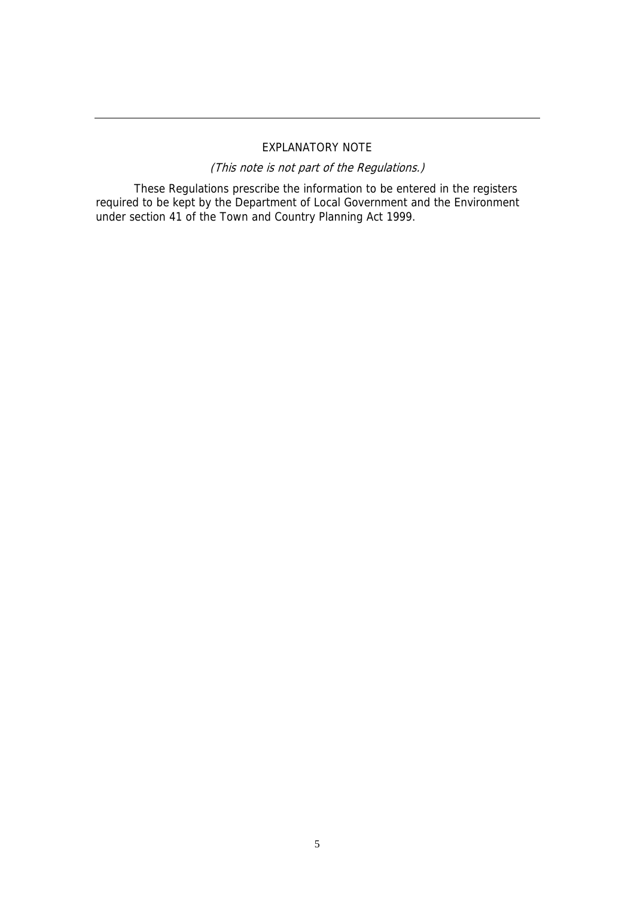---

## EXPLANATORY NOTE

*(This note is not part of the Regulations.)*

These Regulations prescribe the information to be entered in the registers required to be kept by the Department of Local Government and the Environment under section 41 of the Town and Country Planning Act 1999.